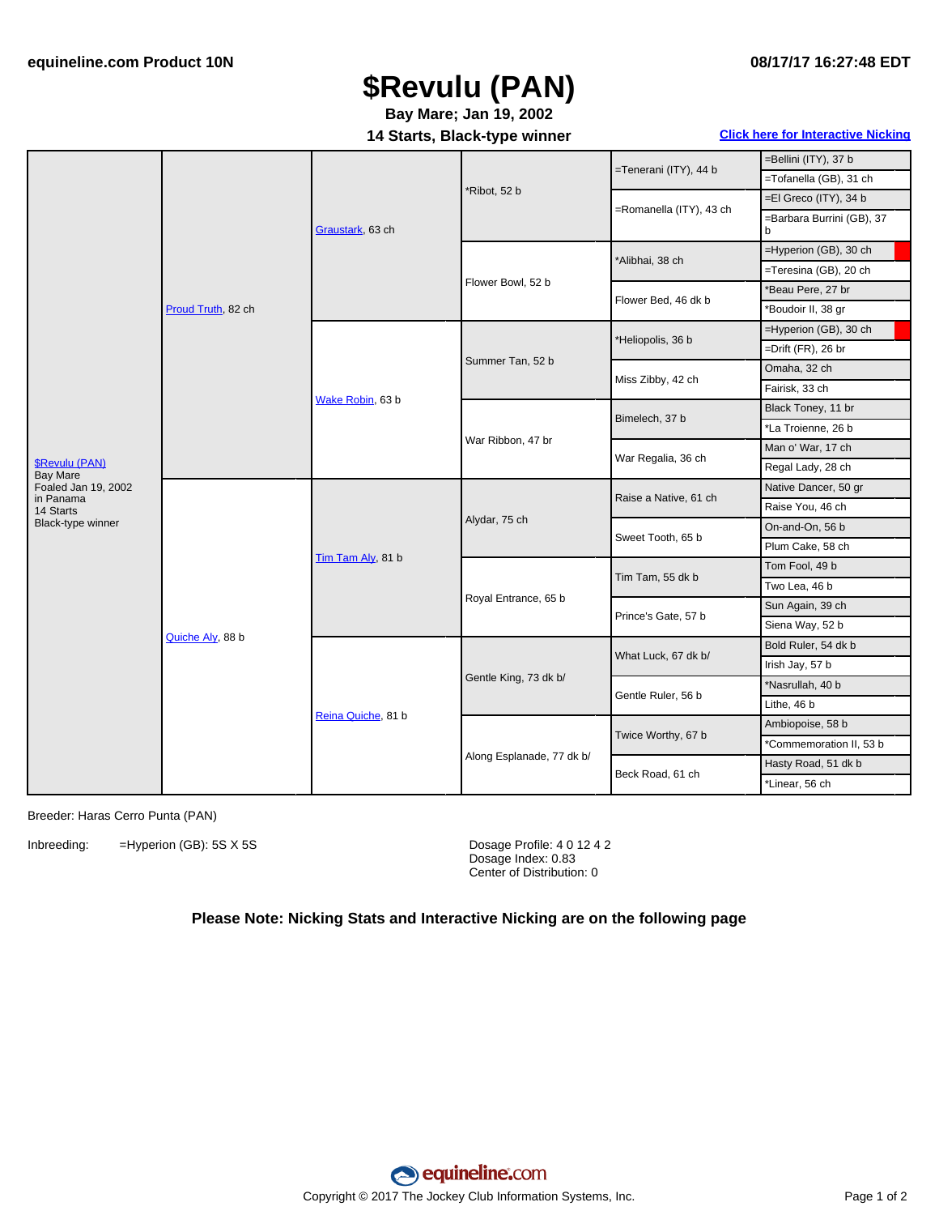equineline.com Product 10N

08/17/17 16:27:48 EDT

# $Revulu (PAN)

**Bay Mare; Jan 19, 2002**

**14 Starts, Black-type winner**

Click here for Interactive Nicking

| Horse | Gen 1 | Gen 2 | Gen 3 | Gen 4 | Gen 5 |
|---|---|---|---|---|---|
| $Revulu (PAN) Bay Mare Foaled Jan 19, 2002 in Panama 14 Starts Black-type winner | Proud Truth, 82 ch | Graustark, 63 ch | *Ribot, 52 b | =Tenerani (ITY), 44 b | =Bellini (ITY), 37 b |
| | | | | | =Tofanella (GB), 31 ch |
| | | | | =Romanella (ITY), 43 ch | =El Greco (ITY), 34 b |
| | | | | | =Barbara Burrini (GB), 37 b |
| | | | Flower Bowl, 52 b | *Alibhai, 38 ch | =Hyperion (GB), 30 ch |
| | | | | | =Teresina (GB), 20 ch |
| | | | | Flower Bed, 46 dk b | *Beau Pere, 27 br |
| | | | | | *Boudoir II, 38 gr |
| | | Wake Robin, 63 b | Summer Tan, 52 b | *Heliopolis, 36 b | =Hyperion (GB), 30 ch |
| | | | | | =Drift (FR), 26 br |
| | | | | Miss Zibby, 42 ch | Omaha, 32 ch |
| | | | | | Fairisk, 33 ch |
| | | | War Ribbon, 47 br | Bimelech, 37 b | Black Toney, 11 br |
| | | | | | *La Troienne, 26 b |
| | | | | War Regalia, 36 ch | Man o' War, 17 ch |
| | | | | | Regal Lady, 28 ch |
| | Quiche Aly, 88 b | Tim Tam Aly, 81 b | Alydar, 75 ch | Raise a Native, 61 ch | Native Dancer, 50 gr |
| | | | | | Raise You, 46 ch |
| | | | | Sweet Tooth, 65 b | On-and-On, 56 b |
| | | | | | Plum Cake, 58 ch |
| | | | Royal Entrance, 65 b | Tim Tam, 55 dk b | Tom Fool, 49 b |
| | | | | | Two Lea, 46 b |
| | | | | Prince's Gate, 57 b | Sun Again, 39 ch |
| | | | | | Siena Way, 52 b |
| | | Reina Quiche, 81 b | Gentle King, 73 dk b/ | What Luck, 67 dk b/ | Bold Ruler, 54 dk b |
| | | | | | Irish Jay, 57 b |
| | | | | Gentle Ruler, 56 b | *Nasrullah, 40 b |
| | | | | | Lithe, 46 b |
| | | | Along Esplanade, 77 dk b/ | Twice Worthy, 67 b | Ambiopoise, 58 b |
| | | | | | *Commemoration II, 53 b |
| | | | | Beck Road, 61 ch | Hasty Road, 51 dk b |
| | | | | | *Linear, 56 ch |

Breeder: Haras Cerro Punta (PAN)

Inbreeding: =Hyperion (GB): 5S X 5S

Dosage Profile: 4 0 12 4 2
Dosage Index: 0.83
Center of Distribution: 0

**Please Note: Nicking Stats and Interactive Nicking are on the following page**

Copyright © 2017 The Jockey Club Information Systems, Inc.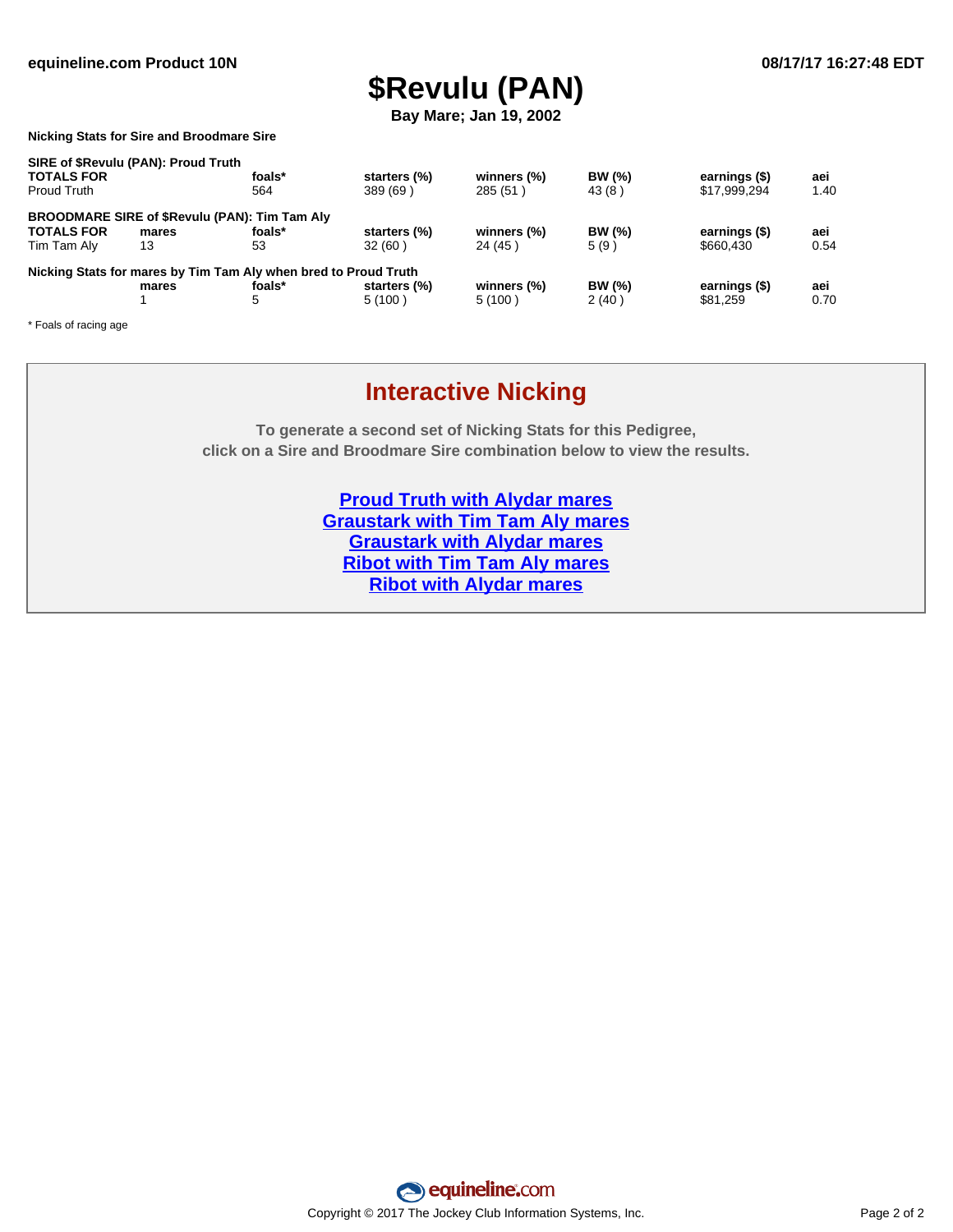# $Revulu (PAN)

**Bay Mare; Jan 19, 2002**

**Nicking Stats for Sire and Broodmare Sire**

**SIRE of $Revulu (PAN): Proud Truth**

| TOTALS FOR | | foals* | starters (%) | winners (%) | BW (%) | earnings ($) | aei |
|---|---|---|---|---|---|---|---|
| Proud Truth | | 564 | 389 (69 ) | 285 (51 ) | 43 (8 ) | $17,999,294 | 1.40 |

**BROODMARE SIRE of $Revulu (PAN): Tim Tam Aly**

| TOTALS FOR | mares | foals* | starters (%) | winners (%) | BW (%) | earnings ($) | aei |
|---|---|---|---|---|---|---|---|
| Tim Tam Aly | 13 | 53 | 32 (60 ) | 24 (45 ) | 5 (9 ) | $660,430 | 0.54 |

**Nicking Stats for mares by Tim Tam Aly when bred to Proud Truth**

| | mares | foals* | starters (%) | winners (%) | BW (%) | earnings ($) | aei |
|---|---|---|---|---|---|---|---|
| | 1 | 5 | 5 (100 ) | 5 (100 ) | 2 (40 ) | $81,259 | 0.70 |

\* Foals of racing age

## Interactive Nicking

**To generate a second set of Nicking Stats for this Pedigree, click on a Sire and Broodmare Sire combination below to view the results.**

**Proud Truth with Alydar mares**
**Graustark with Tim Tam Aly mares**
**Graustark with Alydar mares**
**Ribot with Tim Tam Aly mares**
**Ribot with Alydar mares**

Copyright © 2017 The Jockey Club Information Systems, Inc.